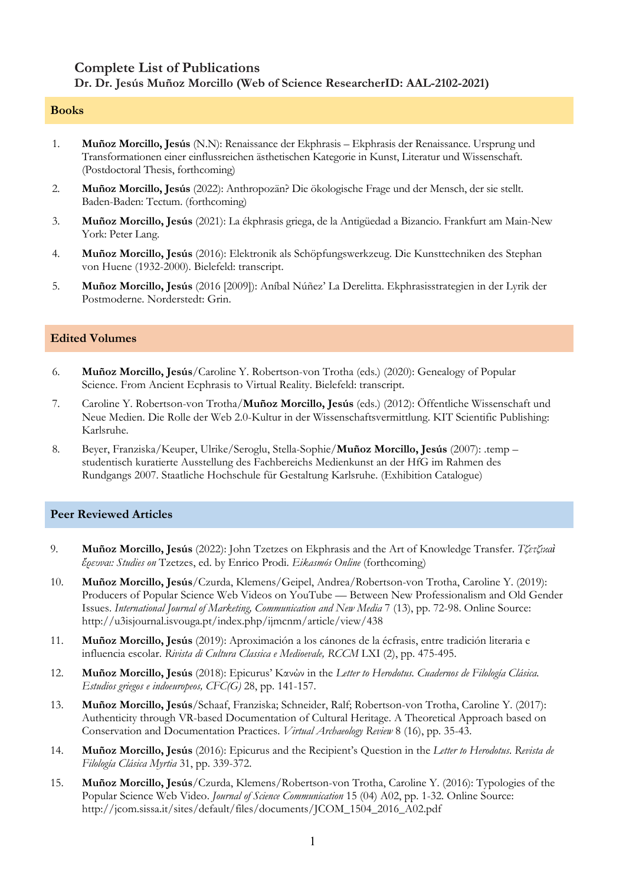# Complete List of Publications

**Dr. Dr. Jesús Muñoz Morcillo (Web of Science ResearcherID: AAL-2102-2021)**

## Books

1. **Muñoz Morcillo, Jesús** (N.N): Renaissance der Ekphrasis – Ekphrasis der Renaissance. Ursprung und Transformationen einer einflussreichen ästhetischen Kategorie in Kunst, Literatur und Wissenschaft. (Postdoctoral Thesis, forthcoming)
2. **Muñoz Morcillo, Jesús** (2022): Anthropozän? Die ökologische Frage und der Mensch, der sie stellt. Baden-Baden: Tectum. (forthcoming)
3. **Muñoz Morcillo, Jesús** (2021): La ékphrasis griega, de la Antigüedad a Bizancio. Frankfurt am Main-New York: Peter Lang.
4. **Muñoz Morcillo, Jesús** (2016): Elektronik als Schöpfungswerkzeug. Die Kunsttechniken des Stephan von Huene (1932-2000). Bielefeld: transcript.
5. **Muñoz Morcillo, Jesús** (2016 [2009]): Aníbal Núñez' La Derelitta. Ekphrasisstrategien in der Lyrik der Postmoderne. Norderstedt: Grin.

## Edited Volumes

6. **Muñoz Morcillo, Jesús**/Caroline Y. Robertson-von Trotha (eds.) (2020): Genealogy of Popular Science. From Ancient Ecphrasis to Virtual Reality. Bielefeld: transcript.
7. Caroline Y. Robertson-von Trotha/**Muñoz Morcillo, Jesús** (eds.) (2012): Öffentliche Wissenschaft und Neue Medien. Die Rolle der Web 2.0-Kultur in der Wissenschaftsvermittlung. KIT Scientific Publishing: Karlsruhe.
8. Beyer, Franziska/Keuper, Ulrike/Seroglu, Stella-Sophie/**Muñoz Morcillo, Jesús** (2007): .temp – studentisch kuratierte Ausstellung des Fachbereichs Medienkunst an der HfG im Rahmen des Rundgangs 2007. Staatliche Hochschule für Gestaltung Karlsruhe. (Exhibition Catalogue)

## Peer Reviewed Articles

9. **Muñoz Morcillo, Jesús** (2022): John Tzetzes on Ekphrasis and the Art of Knowledge Transfer. *Τζετζικαὶ ἔρευναι: Studies on* Tzetzes, ed. by Enrico Prodi. *Eikasmós Online* (forthcoming)
10. **Muñoz Morcillo, Jesús**/Czurda, Klemens/Geipel, Andrea/Robertson-von Trotha, Caroline Y. (2019): Producers of Popular Science Web Videos on YouTube — Between New Professionalism and Old Gender Issues. *International Journal of Marketing, Communication and New Media* 7 (13), pp. 72-98. Online Source: http://u3isjournal.isvouga.pt/index.php/ijmcnm/article/view/438
11. **Muñoz Morcillo, Jesús** (2019): Aproximación a los cánones de la écfrasis, entre tradición literaria e influencia escolar. *Rivista di Cultura Classica e Medioevale, RCCM* LXI (2), pp. 475-495.
12. **Muñoz Morcillo, Jesús** (2018): Epicurus' Κανών in the *Letter to Herodotus. Cuadernos de Filología Clásica. Estudios griegos e indoeuropeos, CFC(G)* 28, pp. 141-157.
13. **Muñoz Morcillo, Jesús**/Schaaf, Franziska; Schneider, Ralf; Robertson-von Trotha, Caroline Y. (2017): Authenticity through VR-based Documentation of Cultural Heritage. A Theoretical Approach based on Conservation and Documentation Practices. *Virtual Archaeology Review* 8 (16), pp. 35-43.
14. **Muñoz Morcillo, Jesús** (2016): Epicurus and the Recipient's Question in the *Letter to Herodotus*. *Revista de Filología Clásica Myrtia* 31, pp. 339-372.
15. **Muñoz Morcillo, Jesús**/Czurda, Klemens/Robertson-von Trotha, Caroline Y. (2016): Typologies of the Popular Science Web Video. *Journal of Science Communication* 15 (04) A02, pp. 1-32. Online Source: http://jcom.sissa.it/sites/default/files/documents/JCOM_1504_2016_A02.pdf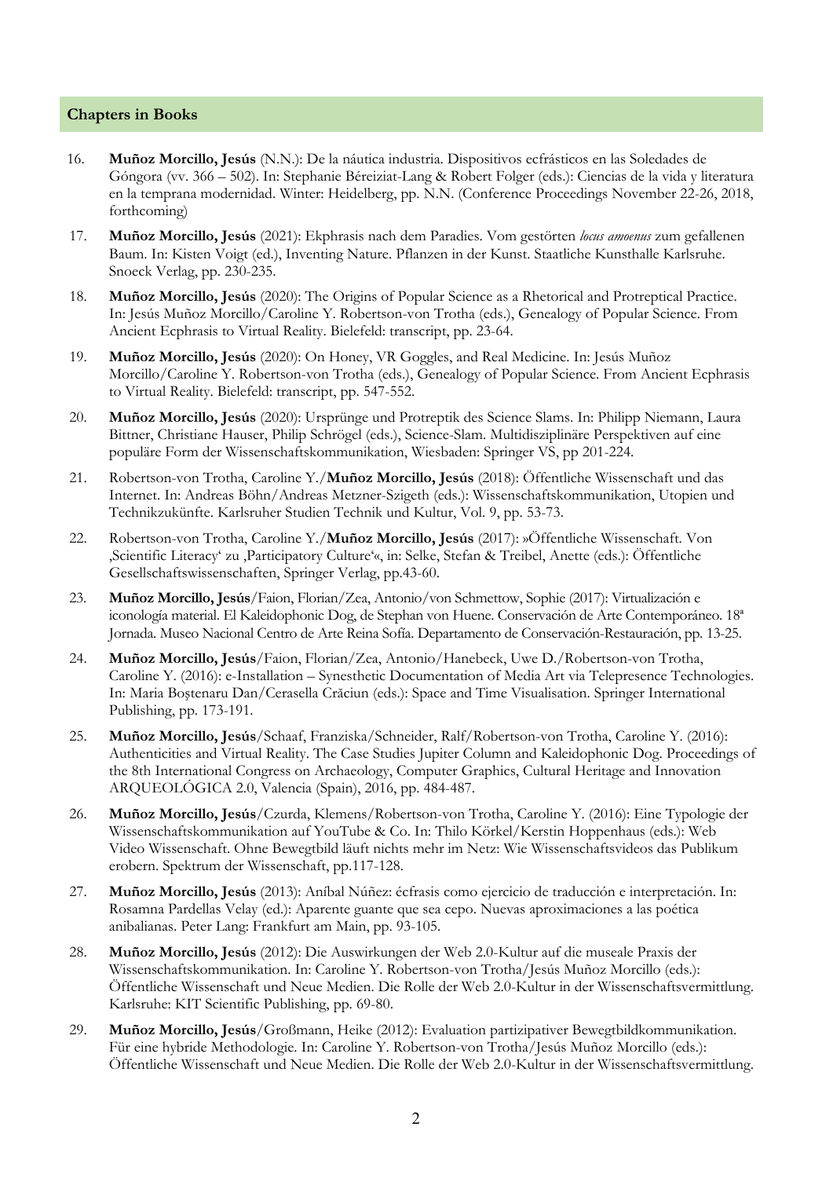## Chapters in Books

16. **Muñoz Morcillo, Jesús** (N.N.): De la náutica industria. Dispositivos ecfrásticos en las Soledades de Góngora (vv. 366 – 502). In: Stephanie Béreiziat-Lang & Robert Folger (eds.): Ciencias de la vida y literatura en la temprana modernidad. Winter: Heidelberg, pp. N.N. (Conference Proceedings November 22-26, 2018, forthcoming)

17. **Muñoz Morcillo, Jesús** (2021): Ekphrasis nach dem Paradies. Vom gestörten *locus amoenus* zum gefallenen Baum. In: Kisten Voigt (ed.), Inventing Nature. Pflanzen in der Kunst. Staatliche Kunsthalle Karlsruhe. Snoeck Verlag, pp. 230-235.

18. **Muñoz Morcillo, Jesús** (2020): The Origins of Popular Science as a Rhetorical and Protreptical Practice. In: Jesús Muñoz Morcillo/Caroline Y. Robertson-von Trotha (eds.), Genealogy of Popular Science. From Ancient Ecphrasis to Virtual Reality. Bielefeld: transcript, pp. 23-64.

19. **Muñoz Morcillo, Jesús** (2020): On Honey, VR Goggles, and Real Medicine. In: Jesús Muñoz Morcillo/Caroline Y. Robertson-von Trotha (eds.), Genealogy of Popular Science. From Ancient Ecphrasis to Virtual Reality. Bielefeld: transcript, pp. 547-552.

20. **Muñoz Morcillo, Jesús** (2020): Ursprünge und Protreptik des Science Slams. In: Philipp Niemann, Laura Bittner, Christiane Hauser, Philip Schrögel (eds.), Science-Slam. Multidisziplinäre Perspektiven auf eine populäre Form der Wissenschaftskommunikation, Wiesbaden: Springer VS, pp 201-224.

21. Robertson-von Trotha, Caroline Y./**Muñoz Morcillo, Jesús** (2018): Öffentliche Wissenschaft und das Internet. In: Andreas Böhn/Andreas Metzner-Szigeth (eds.): Wissenschaftskommunikation, Utopien und Technikzukünfte. Karlsruher Studien Technik und Kultur, Vol. 9, pp. 53-73.

22. Robertson-von Trotha, Caroline Y./**Muñoz Morcillo, Jesús** (2017): »Öffentliche Wissenschaft. Von ‚Scientific Literacy' zu ‚Participatory Culture'«, in: Selke, Stefan & Treibel, Anette (eds.): Öffentliche Gesellschaftswissenschaften, Springer Verlag, pp.43-60.

23. **Muñoz Morcillo, Jesús**/Faion, Florian/Zea, Antonio/von Schmettow, Sophie (2017): Virtualización e iconología material. El Kaleidophonic Dog, de Stephan von Huene. Conservación de Arte Contemporáneo. 18ª Jornada. Museo Nacional Centro de Arte Reina Sofía. Departamento de Conservación-Restauración, pp. 13-25.

24. **Muñoz Morcillo, Jesús**/Faion, Florian/Zea, Antonio/Hanebeck, Uwe D./Robertson-von Trotha, Caroline Y. (2016): e-Installation – Synesthetic Documentation of Media Art via Telepresence Technologies. In: Maria Boştenaru Dan/Cerasella Crăciun (eds.): Space and Time Visualisation. Springer International Publishing, pp. 173-191.

25. **Muñoz Morcillo, Jesús**/Schaaf, Franziska/Schneider, Ralf/Robertson-von Trotha, Caroline Y. (2016): Authenticities and Virtual Reality. The Case Studies Jupiter Column and Kaleidophonic Dog. Proceedings of the 8th International Congress on Archaeology, Computer Graphics, Cultural Heritage and Innovation ARQUEOLÓGICA 2.0, Valencia (Spain), 2016, pp. 484-487.

26. **Muñoz Morcillo, Jesús**/Czurda, Klemens/Robertson-von Trotha, Caroline Y. (2016): Eine Typologie der Wissenschaftskommunikation auf YouTube & Co. In: Thilo Körkel/Kerstin Hoppenhaus (eds.): Web Video Wissenschaft. Ohne Bewegtbild läuft nichts mehr im Netz: Wie Wissenschaftsvideos das Publikum erobern. Spektrum der Wissenschaft, pp.117-128.

27. **Muñoz Morcillo, Jesús** (2013): Aníbal Núñez: écfrasis como ejercicio de traducción e interpretación. In: Rosamna Pardellas Velay (ed.): Aparente guante que sea cepo. Nuevas aproximaciones a las poética anibalianas. Peter Lang: Frankfurt am Main, pp. 93-105.

28. **Muñoz Morcillo, Jesús** (2012): Die Auswirkungen der Web 2.0-Kultur auf die museale Praxis der Wissenschaftskommunikation. In: Caroline Y. Robertson-von Trotha/Jesús Muñoz Morcillo (eds.): Öffentliche Wissenschaft und Neue Medien. Die Rolle der Web 2.0-Kultur in der Wissenschaftsvermittlung. Karlsruhe: KIT Scientific Publishing, pp. 69-80.

29. **Muñoz Morcillo, Jesús**/Großmann, Heike (2012): Evaluation partizipativer Bewegtbildkommunikation. Für eine hybride Methodologie. In: Caroline Y. Robertson-von Trotha/Jesús Muñoz Morcillo (eds.): Öffentliche Wissenschaft und Neue Medien. Die Rolle der Web 2.0-Kultur in der Wissenschaftsvermittlung.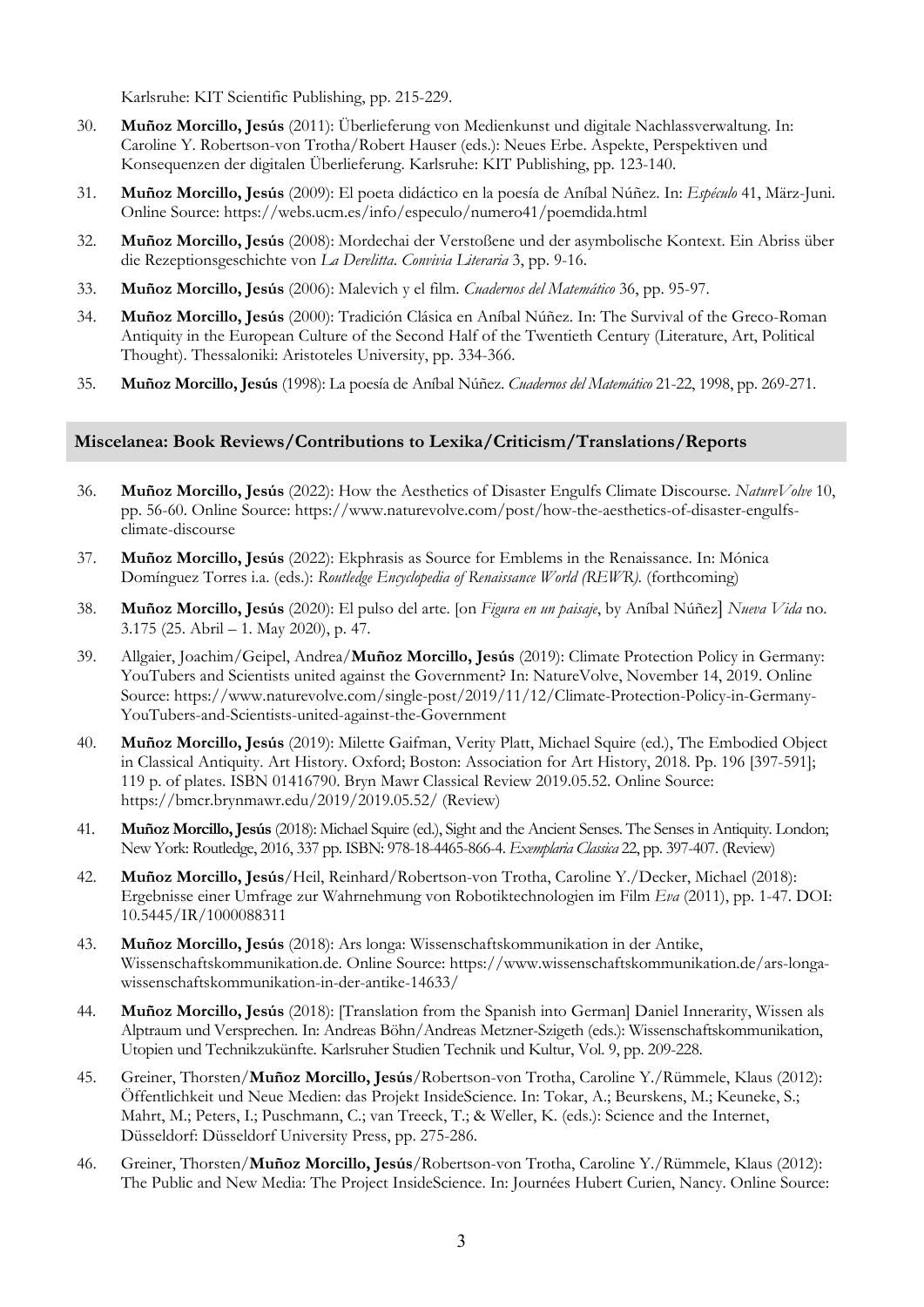Karlsruhe: KIT Scientific Publishing, pp. 215-229.

30. **Muñoz Morcillo, Jesús** (2011): Überlieferung von Medienkunst und digitale Nachlassverwaltung. In: Caroline Y. Robertson-von Trotha/Robert Hauser (eds.): Neues Erbe. Aspekte, Perspektiven und Konsequenzen der digitalen Überlieferung. Karlsruhe: KIT Publishing, pp. 123-140.

31. **Muñoz Morcillo, Jesús** (2009): El poeta didáctico en la poesía de Aníbal Núñez. In: *Espéculo* 41, März-Juni. Online Source: https://webs.ucm.es/info/especulo/numero41/poemdida.html

32. **Muñoz Morcillo, Jesús** (2008): Mordechai der Verstoßene und der asymbolische Kontext. Ein Abriss über die Rezeptionsgeschichte von *La Derelitta*. *Convivia Literaria* 3, pp. 9-16.

33. **Muñoz Morcillo, Jesús** (2006): Malevich y el film. *Cuadernos del Matemático* 36, pp. 95-97.

34. **Muñoz Morcillo, Jesús** (2000): Tradición Clásica en Aníbal Núñez. In: The Survival of the Greco-Roman Antiquity in the European Culture of the Second Half of the Twentieth Century (Literature, Art, Political Thought). Thessaloniki: Aristoteles University, pp. 334-366.

35. **Muñoz Morcillo, Jesús** (1998): La poesía de Aníbal Núñez. *Cuadernos del Matemático* 21-22, 1998, pp. 269-271.

## Miscelanea: Book Reviews/Contributions to Lexika/Criticism/Translations/Reports

36. **Muñoz Morcillo, Jesús** (2022): How the Aesthetics of Disaster Engulfs Climate Discourse. *NatureVolve* 10, pp. 56-60. Online Source: https://www.naturevolve.com/post/how-the-aesthetics-of-disaster-engulfs-climate-discourse

37. **Muñoz Morcillo, Jesús** (2022): Ekphrasis as Source for Emblems in the Renaissance. In: Mónica Domínguez Torres i.a. (eds.): *Routledge Encyclopedia of Renaissance World (REWR).* (forthcoming)

38. **Muñoz Morcillo, Jesús** (2020): El pulso del arte. [on *Figura en un paisaje*, by Aníbal Núñez] *Nueva Vida* no. 3.175 (25. Abril – 1. May 2020), p. 47.

39. Allgaier, Joachim/Geipel, Andrea/**Muñoz Morcillo, Jesús** (2019): Climate Protection Policy in Germany: YouTubers and Scientists united against the Government? In: NatureVolve, November 14, 2019. Online Source: https://www.naturevolve.com/single-post/2019/11/12/Climate-Protection-Policy-in-Germany-YouTubers-and-Scientists-united-against-the-Government

40. **Muñoz Morcillo, Jesús** (2019): Milette Gaifman, Verity Platt, Michael Squire (ed.), The Embodied Object in Classical Antiquity. Art History. Oxford; Boston: Association for Art History, 2018. Pp. 196 [397-591]; 119 p. of plates. ISBN 01416790. Bryn Mawr Classical Review 2019.05.52. Online Source: https://bmcr.brynmawr.edu/2019/2019.05.52/ (Review)

41. **Muñoz Morcillo, Jesús** (2018): Michael Squire (ed.), Sight and the Ancient Senses. The Senses in Antiquity. London; New York: Routledge, 2016, 337 pp. ISBN: 978-18-4465-866-4. *Exemplaria Classica* 22, pp. 397-407. (Review)

42. **Muñoz Morcillo, Jesús**/Heil, Reinhard/Robertson-von Trotha, Caroline Y./Decker, Michael (2018): Ergebnisse einer Umfrage zur Wahrnehmung von Robotiktechnologien im Film *Eva* (2011), pp. 1-47. DOI: 10.5445/IR/1000088311

43. **Muñoz Morcillo, Jesús** (2018): Ars longa: Wissenschaftskommunikation in der Antike, Wissenschaftskommunikation.de. Online Source: https://www.wissenschaftskommunikation.de/ars-longa-wissenschaftskommunikation-in-der-antike-14633/

44. **Muñoz Morcillo, Jesús** (2018): [Translation from the Spanish into German] Daniel Innerarity, Wissen als Alptraum und Versprechen. In: Andreas Böhn/Andreas Metzner-Szigeth (eds.): Wissenschaftskommunikation, Utopien und Technikzukünfte. Karlsruher Studien Technik und Kultur, Vol. 9, pp. 209-228.

45. Greiner, Thorsten/**Muñoz Morcillo, Jesús**/Robertson-von Trotha, Caroline Y./Rümmele, Klaus (2012): Öffentlichkeit und Neue Medien: das Projekt InsideScience. In: Tokar, A.; Beurskens, M.; Keuneke, S.; Mahrt, M.; Peters, I.; Puschmann, C.; van Treeck, T.; & Weller, K. (eds.): Science and the Internet, Düsseldorf: Düsseldorf University Press, pp. 275-286.

46. Greiner, Thorsten/**Muñoz Morcillo, Jesús**/Robertson-von Trotha, Caroline Y./Rümmele, Klaus (2012): The Public and New Media: The Project InsideScience. In: Journées Hubert Curien, Nancy. Online Source: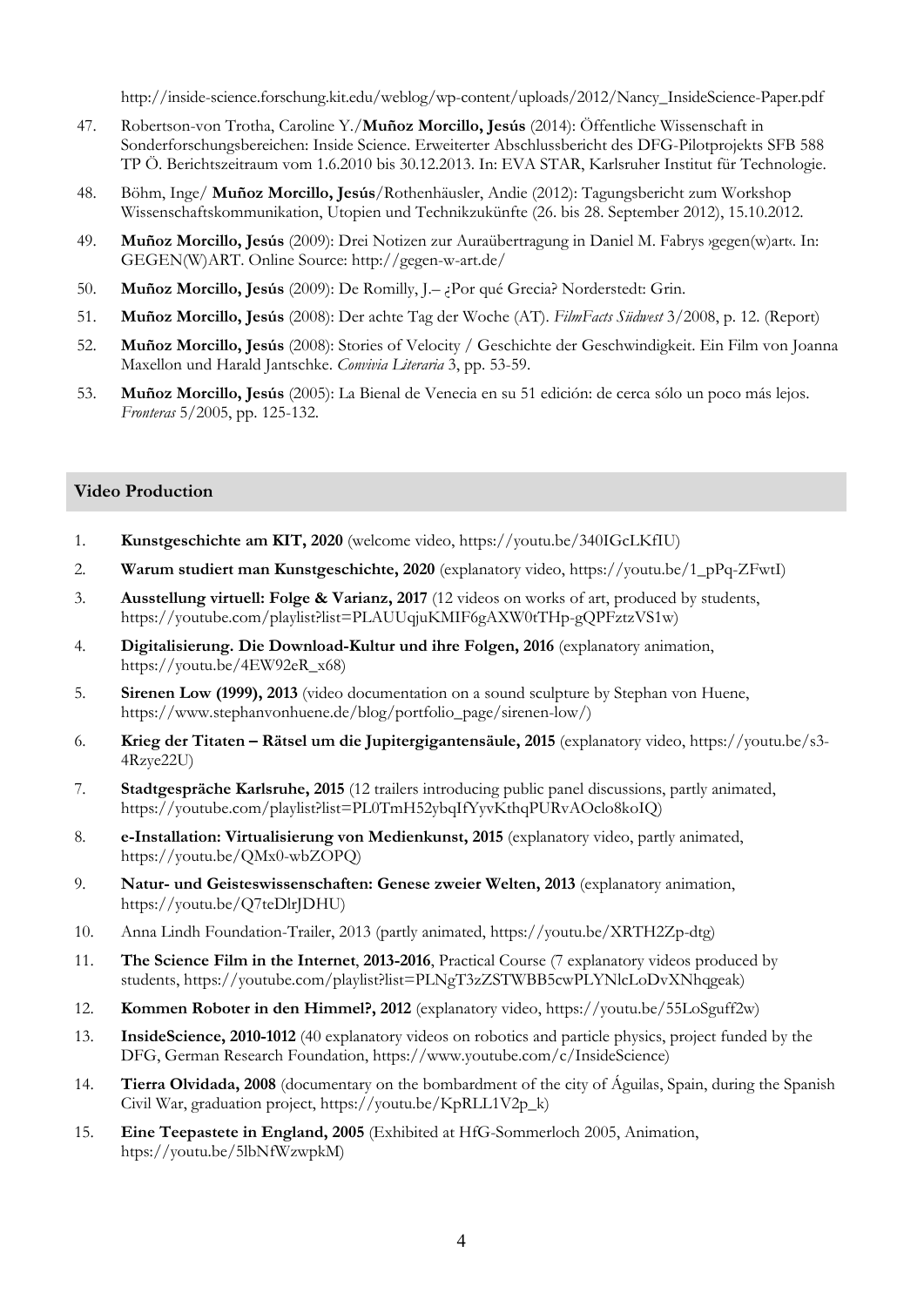http://inside-science.forschung.kit.edu/weblog/wp-content/uploads/2012/Nancy_InsideScience-Paper.pdf

47. Robertson-von Trotha, Caroline Y./**Muñoz Morcillo, Jesús** (2014): Öffentliche Wissenschaft in Sonderforschungsbereichen: Inside Science. Erweiterter Abschlussbericht des DFG-Pilotprojekts SFB 588 TP Ö. Berichtszeitraum vom 1.6.2010 bis 30.12.2013. In: EVA STAR, Karlsruher Institut für Technologie.
48. Böhm, Inge/ **Muñoz Morcillo, Jesús**/Rothenhäusler, Andie (2012): Tagungsbericht zum Workshop Wissenschaftskommunikation, Utopien und Technikzukünfte (26. bis 28. September 2012), 15.10.2012.
49. **Muñoz Morcillo, Jesús** (2009): Drei Notizen zur Auraübertragung in Daniel M. Fabrys ›gegen(w)art‹. In: GEGEN(W)ART. Online Source: http://gegen-w-art.de/
50. **Muñoz Morcillo, Jesús** (2009): De Romilly, J.– ¿Por qué Grecia? Norderstedt: Grin.
51. **Muñoz Morcillo, Jesús** (2008): Der achte Tag der Woche (AT). *FilmFacts Südwest* 3/2008, p. 12. (Report)
52. **Muñoz Morcillo, Jesús** (2008): Stories of Velocity / Geschichte der Geschwindigkeit. Ein Film von Joanna Maxellon und Harald Jantschke. *Convivia Literaria* 3, pp. 53-59.
53. **Muñoz Morcillo, Jesús** (2005): La Bienal de Venecia en su 51 edición: de cerca sólo un poco más lejos. *Fronteras* 5/2005, pp. 125-132.

## Video Production

1. **Kunstgeschichte am KIT, 2020** (welcome video, https://youtu.be/340IGcLKfIU)
2. **Warum studiert man Kunstgeschichte, 2020** (explanatory video, https://youtu.be/1_pPq-ZFwtI)
3. **Ausstellung virtuell: Folge & Varianz, 2017** (12 videos on works of art, produced by students, https://youtube.com/playlist?list=PLAUUqjuKMIF6gAXW0tTHp-gQPFztzVS1w)
4. **Digitalisierung. Die Download-Kultur und ihre Folgen, 2016** (explanatory animation, https://youtu.be/4EW92eR_x68)
5. **Sirenen Low (1999), 2013** (video documentation on a sound sculpture by Stephan von Huene, https://www.stephanvonhuene.de/blog/portfolio_page/sirenen-low/)
6. **Krieg der Titaten – Rätsel um die Jupitergigantensäule, 2015** (explanatory video, https://youtu.be/s3-4Rzye22U)
7. **Stadtgespräche Karlsruhe, 2015** (12 trailers introducing public panel discussions, partly animated, https://youtube.com/playlist?list=PL0TmH52ybqIfYyvKthqPURvAOclo8koIQ)
8. **e-Installation: Virtualisierung von Medienkunst, 2015** (explanatory video, partly animated, https://youtu.be/QMx0-wbZOPQ)
9. **Natur- und Geisteswissenschaften: Genese zweier Welten, 2013** (explanatory animation, https://youtu.be/Q7teDlrJDHU)
10. Anna Lindh Foundation-Trailer, 2013 (partly animated, https://youtu.be/XRTH2Zp-dtg)
11. **The Science Film in the Internet**, **2013-2016**, Practical Course (7 explanatory videos produced by students, https://youtube.com/playlist?list=PLNgT3zZSTWBB5cwPLYNlcLoDvXNhqeak)
12. **Kommen Roboter in den Himmel?, 2012** (explanatory video, https://youtu.be/55LoSguff2w)
13. **InsideScience, 2010-1012** (40 explanatory videos on robotics and particle physics, project funded by the DFG, German Research Foundation, https://www.youtube.com/c/InsideScience)
14. **Tierra Olvidada, 2008** (documentary on the bombardment of the city of Águilas, Spain, during the Spanish Civil War, graduation project, https://youtu.be/KpRLL1V2p_k)
15. **Eine Teepastete in England, 2005** (Exhibited at HfG-Sommerloch 2005, Animation, https://youtu.be/5lbNfWzwpkM)